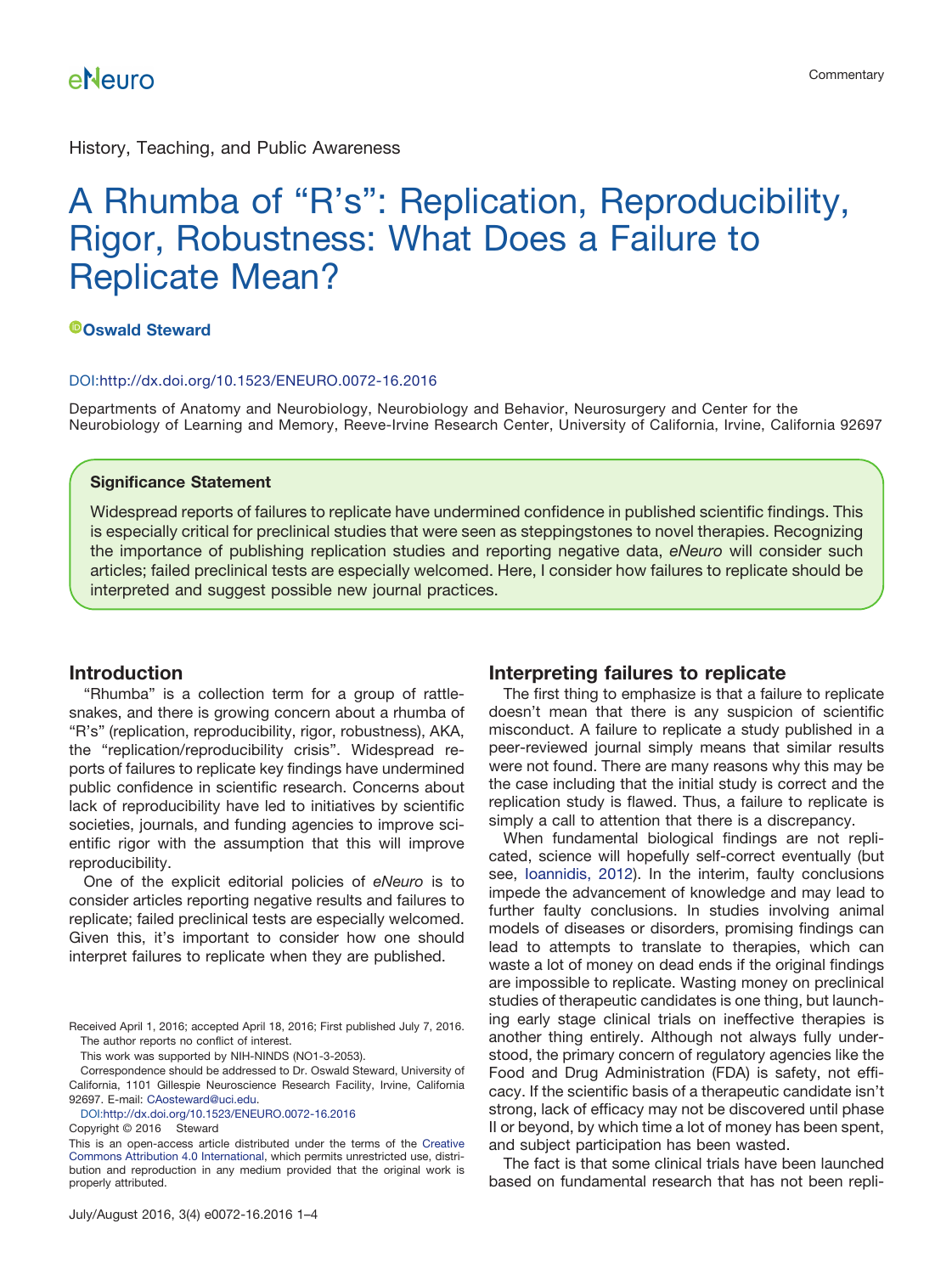History, Teaching, and Public Awareness

# A Rhumba of "R's": Replication, Reproducibility, Rigor, Robustness: What Does a Failure to Replicate Mean?

**Oswald Steward**

DOI:http://dx.doi.org/10.1523/ENEURO.0072-16.2016

Departments of Anatomy and Neurobiology, Neurobiology and Behavior, Neurosurgery and Center for the Neurobiology of Learning and Memory, Reeve-Irvine Research Center, University of California, Irvine, California 92697

### Significance Statement

Widespread reports of failures to replicate have undermined confidence in published scientific findings. This is especially critical for preclinical studies that were seen as steppingstones to novel therapies. Recognizing the importance of publishing replication studies and reporting negative data, *eNeuro* will consider such articles; failed preclinical tests are especially welcomed. Here, I consider how failures to replicate should be interpreted and suggest possible new journal practices.

## Introduction

"Rhumba" is a collection term for a group of rattlesnakes, and there is growing concern about a rhumba of "R's" (replication, reproducibility, rigor, robustness), AKA, the "replication/reproducibility crisis". Widespread reports of failures to replicate key findings have undermined public confidence in scientific research. Concerns about lack of reproducibility have led to initiatives by scientific societies, journals, and funding agencies to improve scientific rigor with the assumption that this will improve reproducibility.

One of the explicit editorial policies of *eNeuro* is to consider articles reporting negative results and failures to replicate; failed preclinical tests are especially welcomed. Given this, it's important to consider how one should interpret failures to replicate when they are published.

## Interpreting failures to replicate

The first thing to emphasize is that a failure to replicate doesn't mean that there is any suspicion of scientific misconduct. A failure to replicate a study published in a peer-reviewed journal simply means that similar results were not found. There are many reasons why this may be the case including that the initial study is correct and the replication study is flawed. Thus, a failure to replicate is simply a call to attention that there is a discrepancy.

When fundamental biological findings are not replicated, science will hopefully self-correct eventually (but see, Ioannidis, 2012). In the interim, faulty conclusions impede the advancement of knowledge and may lead to further faulty conclusions. In studies involving animal models of diseases or disorders, promising findings can lead to attempts to translate to therapies, which can waste a lot of money on dead ends if the original findings are impossible to replicate. Wasting money on preclinical studies of therapeutic candidates is one thing, but launching early stage clinical trials on ineffective therapies is another thing entirely. Although not always fully understood, the primary concern of regulatory agencies like the Food and Drug Administration (FDA) is safety, not efficacy. If the scientific basis of a therapeutic candidate isn't strong, lack of efficacy may not be discovered until phase II or beyond, by which time a lot of money has been spent, and subject participation has been wasted.

The fact is that some clinical trials have been launched based on fundamental research that has not been repli-

Received April 1, 2016; accepted April 18, 2016; First published July 7, 2016.
The author reports no conflict of interest.

This work was supported by NIH-NINDS (NO1-3-2053).

Correspondence should be addressed to Dr. Oswald Steward, University of California, 1101 Gillespie Neuroscience Research Facility, Irvine, California 92697. E-mail: CAosteward@uci.edu.

DOI:http://dx.doi.org/10.1523/ENEURO.0072-16.2016

Copyright © 2016 Steward

This is an open-access article distributed under the terms of the Creative Commons Attribution 4.0 International, which permits unrestricted use, distribution and reproduction in any medium provided that the original work is properly attributed.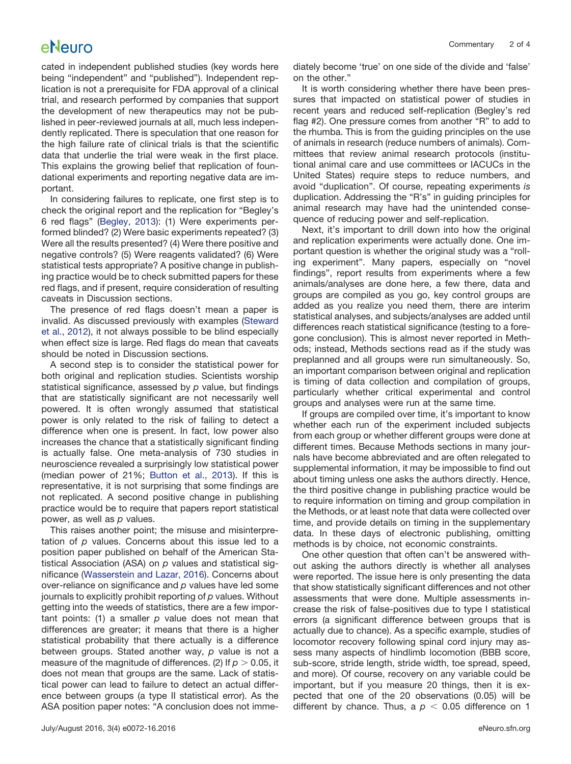cated in independent published studies (key words here being "independent" and "published"). Independent replication is not a prerequisite for FDA approval of a clinical trial, and research performed by companies that support the development of new therapeutics may not be published in peer-reviewed journals at all, much less independently replicated. There is speculation that one reason for the high failure rate of clinical trials is that the scientific data that underlie the trial were weak in the first place. This explains the growing belief that replication of foundational experiments and reporting negative data are important.

In considering failures to replicate, one first step is to check the original report and the replication for "Begley's 6 red flags" (Begley, 2013): (1) Were experiments performed blinded? (2) Were basic experiments repeated? (3) Were all the results presented? (4) Were there positive and negative controls? (5) Were reagents validated? (6) Were statistical tests appropriate? A positive change in publishing practice would be to check submitted papers for these red flags, and if present, require consideration of resulting caveats in Discussion sections.

The presence of red flags doesn't mean a paper is invalid. As discussed previously with examples (Steward et al., 2012), it not always possible to be blind especially when effect size is large. Red flags do mean that caveats should be noted in Discussion sections.

A second step is to consider the statistical power for both original and replication studies. Scientists worship statistical significance, assessed by *p* value, but findings that are statistically significant are not necessarily well powered. It is often wrongly assumed that statistical power is only related to the risk of failing to detect a difference when one is present. In fact, low power also increases the chance that a statistically significant finding is actually false. One meta-analysis of 730 studies in neuroscience revealed a surprisingly low statistical power (median power of 21%; Button et al., 2013). If this is representative, it is not surprising that some findings are not replicated. A second positive change in publishing practice would be to require that papers report statistical power, as well as *p* values.

This raises another point; the misuse and misinterpretation of *p* values. Concerns about this issue led to a position paper published on behalf of the American Statistical Association (ASA) on *p* values and statistical significance (Wasserstein and Lazar, 2016). Concerns about over-reliance on significance and *p* values have led some journals to explicitly prohibit reporting of *p* values. Without getting into the weeds of statistics, there are a few important points: (1) a smaller *p* value does not mean that differences are greater; it means that there is a higher statistical probability that there actually is a difference between groups. Stated another way, *p* value is not a measure of the magnitude of differences. (2) If $p > 0.05$, it does not mean that groups are the same. Lack of statistical power can lead to failure to detect an actual difference between groups (a type II statistical error). As the ASA position paper notes: "A conclusion does not immediately become 'true' on one side of the divide and 'false' on the other."

It is worth considering whether there have been pressures that impacted on statistical power of studies in recent years and reduced self-replication (Begley's red flag #2). One pressure comes from another "R" to add to the rhumba. This is from the guiding principles on the use of animals in research (reduce numbers of animals). Committees that review animal research protocols (institutional animal care and use committees or IACUCs in the United States) require steps to reduce numbers, and avoid "duplication". Of course, repeating experiments *is* duplication. Addressing the "R's" in guiding principles for animal research may have had the unintended consequence of reducing power and self-replication.

Next, it's important to drill down into how the original and replication experiments were actually done. One important question is whether the original study was a "rolling experiment". Many papers, especially on "novel findings", report results from experiments where a few animals/analyses are done here, a few there, data and groups are compiled as you go, key control groups are added as you realize you need them, there are interim statistical analyses, and subjects/analyses are added until differences reach statistical significance (testing to a foregone conclusion). This is almost never reported in Methods; instead, Methods sections read as if the study was preplanned and all groups were run simultaneously. So, an important comparison between original and replication is timing of data collection and compilation of groups, particularly whether critical experimental and control groups and analyses were run at the same time.

If groups are compiled over time, it's important to know whether each run of the experiment included subjects from each group or whether different groups were done at different times. Because Methods sections in many journals have become abbreviated and are often relegated to supplemental information, it may be impossible to find out about timing unless one asks the authors directly. Hence, the third positive change in publishing practice would be to require information on timing and group compilation in the Methods, or at least note that data were collected over time, and provide details on timing in the supplementary data. In these days of electronic publishing, omitting methods is by choice, not economic constraints.

One other question that often can't be answered without asking the authors directly is whether all analyses were reported. The issue here is only presenting the data that show statistically significant differences and not other assessments that were done. Multiple assessments increase the risk of false-positives due to type I statistical errors (a significant difference between groups that is actually due to chance). As a specific example, studies of locomotor recovery following spinal cord injury may assess many aspects of hindlimb locomotion (BBB score, sub-score, stride length, stride width, toe spread, speed, and more). Of course, recovery on any variable could be important, but if you measure 20 things, then it is expected that one of the 20 observations (0.05) will be different by chance. Thus, a $p < 0.05$ difference on 1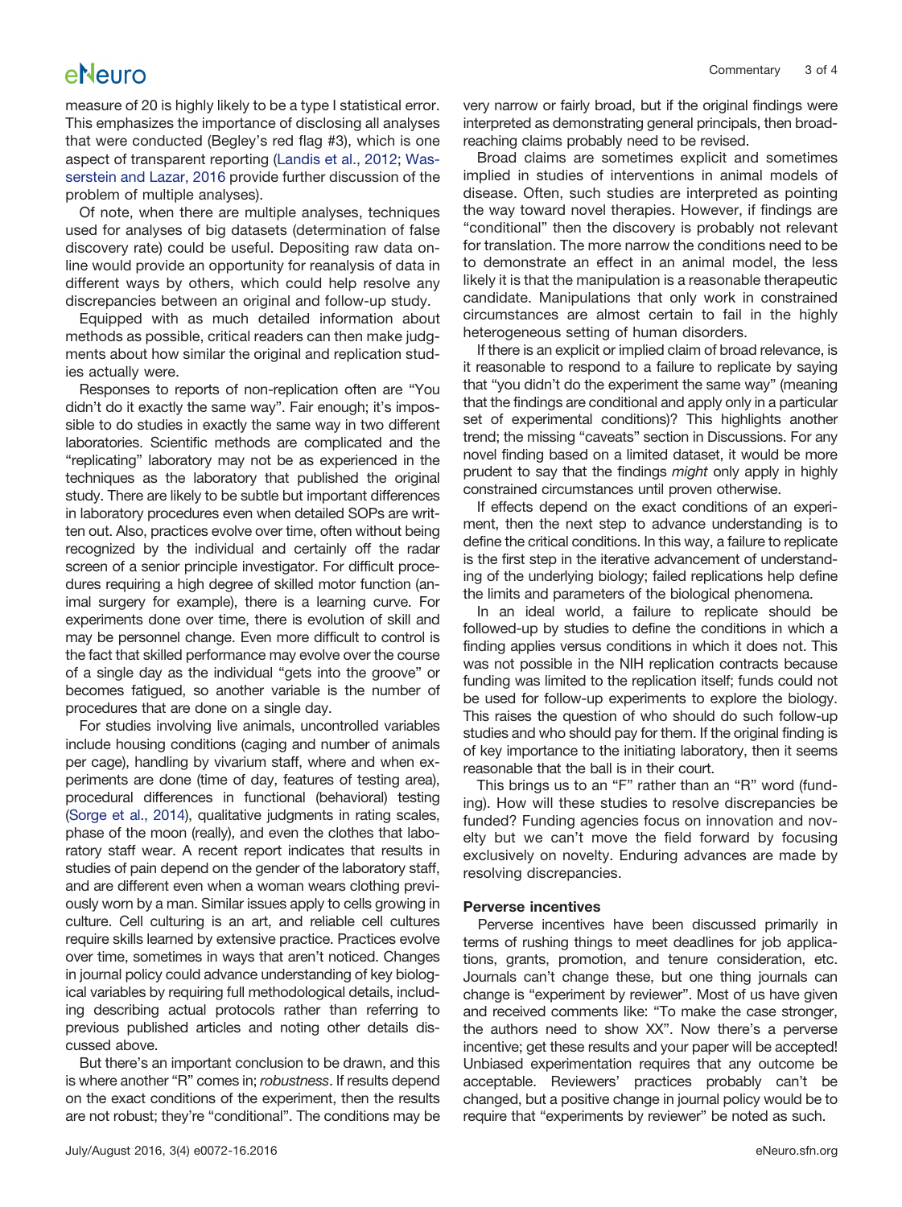measure of 20 is highly likely to be a type I statistical error. This emphasizes the importance of disclosing all analyses that were conducted (Begley's red flag #3), which is one aspect of transparent reporting (Landis et al., 2012; Wasserstein and Lazar, 2016 provide further discussion of the problem of multiple analyses).

Of note, when there are multiple analyses, techniques used for analyses of big datasets (determination of false discovery rate) could be useful. Depositing raw data online would provide an opportunity for reanalysis of data in different ways by others, which could help resolve any discrepancies between an original and follow-up study.

Equipped with as much detailed information about methods as possible, critical readers can then make judgments about how similar the original and replication studies actually were.

Responses to reports of non-replication often are "You didn't do it exactly the same way". Fair enough; it's impossible to do studies in exactly the same way in two different laboratories. Scientific methods are complicated and the "replicating" laboratory may not be as experienced in the techniques as the laboratory that published the original study. There are likely to be subtle but important differences in laboratory procedures even when detailed SOPs are written out. Also, practices evolve over time, often without being recognized by the individual and certainly off the radar screen of a senior principle investigator. For difficult procedures requiring a high degree of skilled motor function (animal surgery for example), there is a learning curve. For experiments done over time, there is evolution of skill and may be personnel change. Even more difficult to control is the fact that skilled performance may evolve over the course of a single day as the individual "gets into the groove" or becomes fatigued, so another variable is the number of procedures that are done on a single day.

For studies involving live animals, uncontrolled variables include housing conditions (caging and number of animals per cage), handling by vivarium staff, where and when experiments are done (time of day, features of testing area), procedural differences in functional (behavioral) testing (Sorge et al., 2014), qualitative judgments in rating scales, phase of the moon (really), and even the clothes that laboratory staff wear. A recent report indicates that results in studies of pain depend on the gender of the laboratory staff, and are different even when a woman wears clothing previously worn by a man. Similar issues apply to cells growing in culture. Cell culturing is an art, and reliable cell cultures require skills learned by extensive practice. Practices evolve over time, sometimes in ways that aren't noticed. Changes in journal policy could advance understanding of key biological variables by requiring full methodological details, including describing actual protocols rather than referring to previous published articles and noting other details discussed above.

But there's an important conclusion to be drawn, and this is where another "R" comes in; *robustness*. If results depend on the exact conditions of the experiment, then the results are not robust; they're "conditional". The conditions may be very narrow or fairly broad, but if the original findings were interpreted as demonstrating general principals, then broad-reaching claims probably need to be revised.

Broad claims are sometimes explicit and sometimes implied in studies of interventions in animal models of disease. Often, such studies are interpreted as pointing the way toward novel therapies. However, if findings are "conditional" then the discovery is probably not relevant for translation. The more narrow the conditions need to be to demonstrate an effect in an animal model, the less likely it is that the manipulation is a reasonable therapeutic candidate. Manipulations that only work in constrained circumstances are almost certain to fail in the highly heterogeneous setting of human disorders.

If there is an explicit or implied claim of broad relevance, is it reasonable to respond to a failure to replicate by saying that "you didn't do the experiment the same way" (meaning that the findings are conditional and apply only in a particular set of experimental conditions)? This highlights another trend; the missing "caveats" section in Discussions. For any novel finding based on a limited dataset, it would be more prudent to say that the findings *might* only apply in highly constrained circumstances until proven otherwise.

If effects depend on the exact conditions of an experiment, then the next step to advance understanding is to define the critical conditions. In this way, a failure to replicate is the first step in the iterative advancement of understanding of the underlying biology; failed replications help define the limits and parameters of the biological phenomena.

In an ideal world, a failure to replicate should be followed-up by studies to define the conditions in which a finding applies versus conditions in which it does not. This was not possible in the NIH replication contracts because funding was limited to the replication itself; funds could not be used for follow-up experiments to explore the biology. This raises the question of who should do such follow-up studies and who should pay for them. If the original finding is of key importance to the initiating laboratory, then it seems reasonable that the ball is in their court.

This brings us to an "F" rather than an "R" word (funding). How will these studies to resolve discrepancies be funded? Funding agencies focus on innovation and novelty but we can't move the field forward by focusing exclusively on novelty. Enduring advances are made by resolving discrepancies.

## Perverse incentives

Perverse incentives have been discussed primarily in terms of rushing things to meet deadlines for job applications, grants, promotion, and tenure consideration, etc. Journals can't change these, but one thing journals can change is "experiment by reviewer". Most of us have given and received comments like: "To make the case stronger, the authors need to show XX". Now there's a perverse incentive; get these results and your paper will be accepted! Unbiased experimentation requires that any outcome be acceptable. Reviewers' practices probably can't be changed, but a positive change in journal policy would be to require that "experiments by reviewer" be noted as such.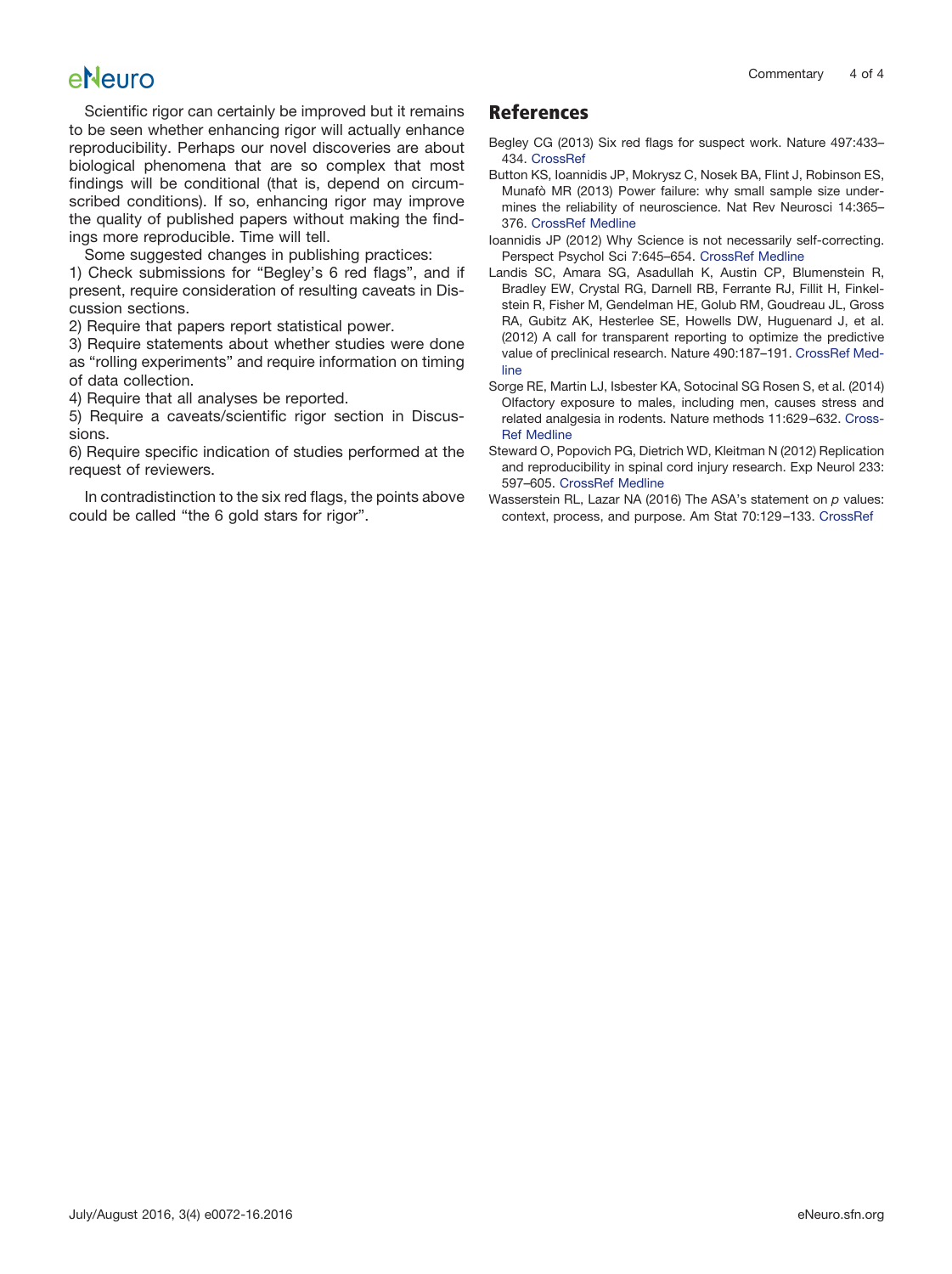Scientific rigor can certainly be improved but it remains to be seen whether enhancing rigor will actually enhance reproducibility. Perhaps our novel discoveries are about biological phenomena that are so complex that most findings will be conditional (that is, depend on circumscribed conditions). If so, enhancing rigor may improve the quality of published papers without making the findings more reproducible. Time will tell.

Some suggested changes in publishing practices:

1) Check submissions for "Begley's 6 red flags", and if present, require consideration of resulting caveats in Discussion sections.
2) Require that papers report statistical power.
3) Require statements about whether studies were done as "rolling experiments" and require information on timing of data collection.
4) Require that all analyses be reported.
5) Require a caveats/scientific rigor section in Discussions.
6) Require specific indication of studies performed at the request of reviewers.

In contradistinction to the six red flags, the points above could be called "the 6 gold stars for rigor".

## References

Begley CG (2013) Six red flags for suspect work. Nature 497:433–434. CrossRef

Button KS, Ioannidis JP, Mokrysz C, Nosek BA, Flint J, Robinson ES, Munafò MR (2013) Power failure: why small sample size undermines the reliability of neuroscience. Nat Rev Neurosci 14:365–376. CrossRef Medline

Ioannidis JP (2012) Why Science is not necessarily self-correcting. Perspect Psychol Sci 7:645–654. CrossRef Medline

Landis SC, Amara SG, Asadullah K, Austin CP, Blumenstein R, Bradley EW, Crystal RG, Darnell RB, Ferrante RJ, Fillit H, Finkelstein R, Fisher M, Gendelman HE, Golub RM, Goudreau JL, Gross RA, Gubitz AK, Hesterlee SE, Howells DW, Huguenard J, et al. (2012) A call for transparent reporting to optimize the predictive value of preclinical research. Nature 490:187–191. CrossRef Medline

Sorge RE, Martin LJ, Isbester KA, Sotocinal SG Rosen S, et al. (2014) Olfactory exposure to males, including men, causes stress and related analgesia in rodents. Nature methods 11:629–632. CrossRef Medline

Steward O, Popovich PG, Dietrich WD, Kleitman N (2012) Replication and reproducibility in spinal cord injury research. Exp Neurol 233: 597–605. CrossRef Medline

Wasserstein RL, Lazar NA (2016) The ASA's statement on *p* values: context, process, and purpose. Am Stat 70:129–133. CrossRef